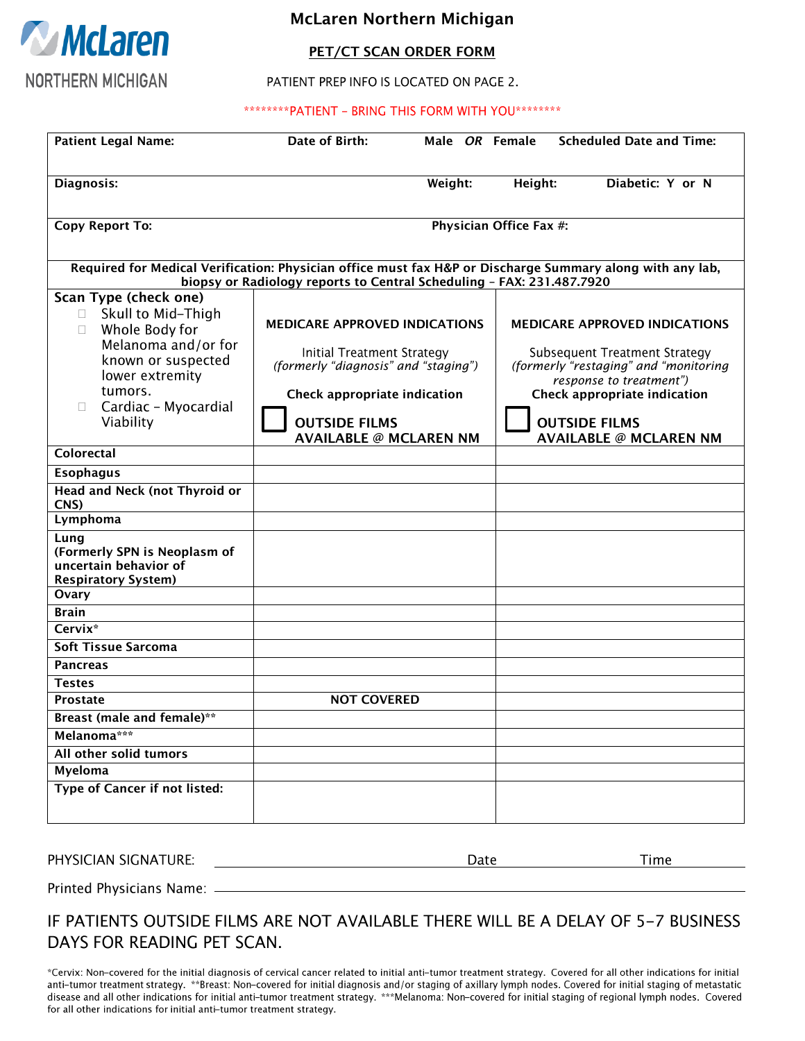# McLaren Northern Michigan

## PET/CT SCAN ORDER FORM

PATIENT PREP INFO IS LOCATED ON PAGE 2.

********PATIENT – BRING THIS FORM WITH YOU********

| **Patient Legal Name:** | **Date of Birth:** | **Male *OR* Female** | **Scheduled Date and Time:** |
|---|---|---|---|
| **Diagnosis:** | **Weight:** | **Height:** | **Diabetic: Y or N** |
| **Copy Report To:** | | **Physician Office Fax #:** | |

**Required for Medical Verification: Physician office must fax H&P or Discharge Summary along with any lab, biopsy or Radiology reports to Central Scheduling – FAX: 231.487.7920**

| **Scan Type (check one)**<br>☐ Skull to Mid-Thigh<br>☐ Whole Body for Melanoma and/or for known or suspected lower extremity tumors.<br>☐ Cardiac – Myocardial Viability | **MEDICARE APPROVED INDICATIONS**<br>Initial Treatment Strategy<br>*(formerly "diagnosis" and "staging")*<br>**Check appropriate indication**<br>☐ **OUTSIDE FILMS AVAILABLE @ MCLAREN NM** | **MEDICARE APPROVED INDICATIONS**<br>Subsequent Treatment Strategy<br>*(formerly "restaging" and "monitoring response to treatment")*<br>**Check appropriate indication**<br>☐ **OUTSIDE FILMS AVAILABLE @ MCLAREN NM** |
|---|---|---|
| **Colorectal** | | |
| **Esophagus** | | |
| **Head and Neck (not Thyroid or CNS)** | | |
| **Lymphoma** | | |
| **Lung (Formerly SPN is Neoplasm of uncertain behavior of Respiratory System)** | | |
| **Ovary** | | |
| **Brain** | | |
| **Cervix*** | | |
| **Soft Tissue Sarcoma** | | |
| **Pancreas** | | |
| **Testes** | | |
| **Prostate** | **NOT COVERED** | |
| **Breast (male and female)**** | | |
| **Melanoma***** | | |
| **All other solid tumors** | | |
| **Myeloma** | | |
| **Type of Cancer if not listed:** | | |

PHYSICIAN SIGNATURE: ______________________________ Date ____________ Time ____________

Printed Physicians Name: ______________________________

IF PATIENTS OUTSIDE FILMS ARE NOT AVAILABLE THERE WILL BE A DELAY OF 5-7 BUSINESS DAYS FOR READING PET SCAN.

*Cervix: Non-covered for the initial diagnosis of cervical cancer related to initial anti-tumor treatment strategy. Covered for all other indications for initial anti-tumor treatment strategy. **Breast: Non-covered for initial diagnosis and/or staging of axillary lymph nodes. Covered for initial staging of metastatic disease and all other indications for initial anti-tumor treatment strategy. ***Melanoma: Non-covered for initial staging of regional lymph nodes. Covered for all other indications for initial anti-tumor treatment strategy.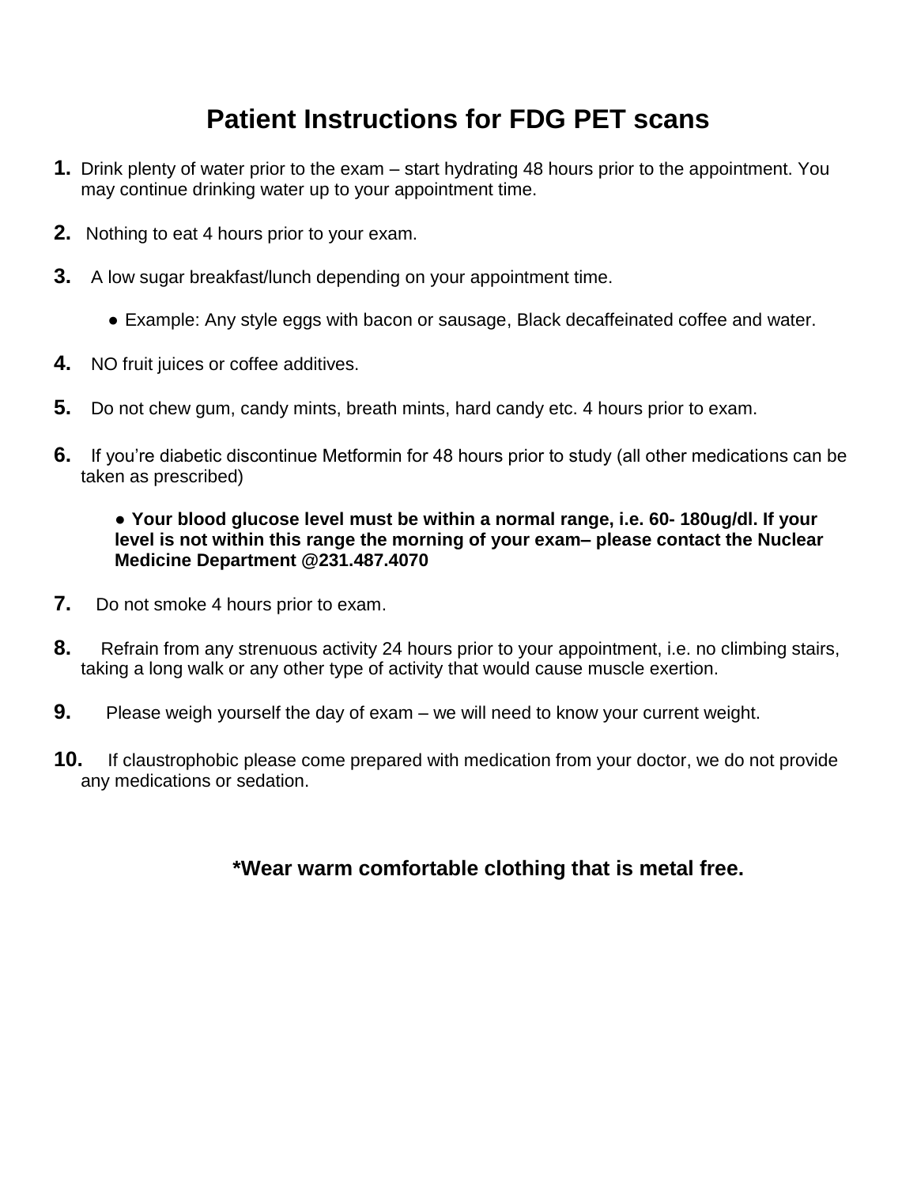# Patient Instructions for FDG PET scans

1. Drink plenty of water prior to the exam – start hydrating 48 hours prior to the appointment. You may continue drinking water up to your appointment time.

2. Nothing to eat 4 hours prior to your exam.

3. A low sugar breakfast/lunch depending on your appointment time.

   - Example: Any style eggs with bacon or sausage, Black decaffeinated coffee and water.

4. NO fruit juices or coffee additives.

5. Do not chew gum, candy mints, breath mints, hard candy etc. 4 hours prior to exam.

6. If you're diabetic discontinue Metformin for 48 hours prior to study (all other medications can be taken as prescribed)

   - **Your blood glucose level must be within a normal range, i.e. 60- 180ug/dl. If your level is not within this range the morning of your exam– please contact the Nuclear Medicine Department @231.487.4070**

7. Do not smoke 4 hours prior to exam.

8. Refrain from any strenuous activity 24 hours prior to your appointment, i.e. no climbing stairs, taking a long walk or any other type of activity that would cause muscle exertion.

9. Please weigh yourself the day of exam – we will need to know your current weight.

10. If claustrophobic please come prepared with medication from your doctor, we do not provide any medications or sedation.

**\*Wear warm comfortable clothing that is metal free.**